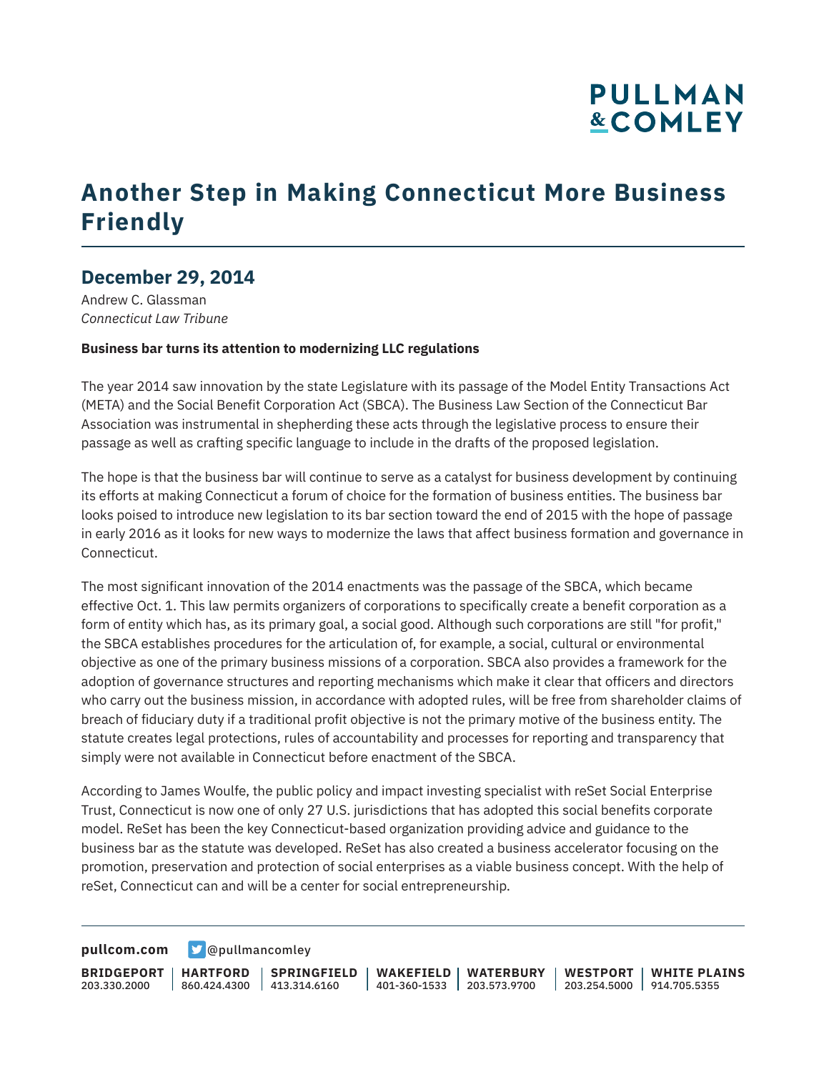# Another Step in Making Connecticut More Business Friendly

## December 29, 2014

Andrew C. Glassman
*Connecticut Law Tribune*

**Business bar turns its attention to modernizing LLC regulations**

The year 2014 saw innovation by the state Legislature with its passage of the Model Entity Transactions Act (META) and the Social Benefit Corporation Act (SBCA). The Business Law Section of the Connecticut Bar Association was instrumental in shepherding these acts through the legislative process to ensure their passage as well as crafting specific language to include in the drafts of the proposed legislation.

The hope is that the business bar will continue to serve as a catalyst for business development by continuing its efforts at making Connecticut a forum of choice for the formation of business entities. The business bar looks poised to introduce new legislation to its bar section toward the end of 2015 with the hope of passage in early 2016 as it looks for new ways to modernize the laws that affect business formation and governance in Connecticut.

The most significant innovation of the 2014 enactments was the passage of the SBCA, which became effective Oct. 1. This law permits organizers of corporations to specifically create a benefit corporation as a form of entity which has, as its primary goal, a social good. Although such corporations are still "for profit," the SBCA establishes procedures for the articulation of, for example, a social, cultural or environmental objective as one of the primary business missions of a corporation. SBCA also provides a framework for the adoption of governance structures and reporting mechanisms which make it clear that officers and directors who carry out the business mission, in accordance with adopted rules, will be free from shareholder claims of breach of fiduciary duty if a traditional profit objective is not the primary motive of the business entity. The statute creates legal protections, rules of accountability and processes for reporting and transparency that simply were not available in Connecticut before enactment of the SBCA.

According to James Woulfe, the public policy and impact investing specialist with reSet Social Enterprise Trust, Connecticut is now one of only 27 U.S. jurisdictions that has adopted this social benefits corporate model. ReSet has been the key Connecticut-based organization providing advice and guidance to the business bar as the statute was developed. ReSet has also created a business accelerator focusing on the promotion, preservation and protection of social enterprises as a viable business concept. With the help of reSet, Connecticut can and will be a center for social entrepreneurship.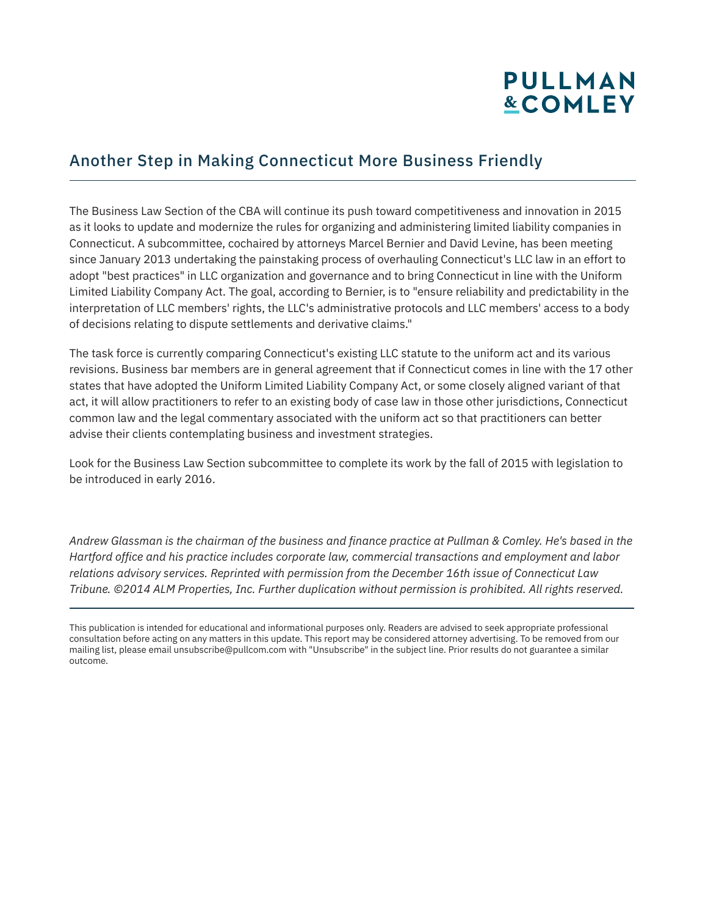# Another Step in Making Connecticut More Business Friendly

The Business Law Section of the CBA will continue its push toward competitiveness and innovation in 2015 as it looks to update and modernize the rules for organizing and administering limited liability companies in Connecticut. A subcommittee, cochaired by attorneys Marcel Bernier and David Levine, has been meeting since January 2013 undertaking the painstaking process of overhauling Connecticut's LLC law in an effort to adopt "best practices" in LLC organization and governance and to bring Connecticut in line with the Uniform Limited Liability Company Act. The goal, according to Bernier, is to "ensure reliability and predictability in the interpretation of LLC members' rights, the LLC's administrative protocols and LLC members' access to a body of decisions relating to dispute settlements and derivative claims."

The task force is currently comparing Connecticut's existing LLC statute to the uniform act and its various revisions. Business bar members are in general agreement that if Connecticut comes in line with the 17 other states that have adopted the Uniform Limited Liability Company Act, or some closely aligned variant of that act, it will allow practitioners to refer to an existing body of case law in those other jurisdictions, Connecticut common law and the legal commentary associated with the uniform act so that practitioners can better advise their clients contemplating business and investment strategies.

Look for the Business Law Section subcommittee to complete its work by the fall of 2015 with legislation to be introduced in early 2016.

*Andrew Glassman is the chairman of the business and finance practice at Pullman & Comley. He's based in the Hartford office and his practice includes corporate law, commercial transactions and employment and labor relations advisory services. Reprinted with permission from the December 16th issue of Connecticut Law Tribune. ©2014 ALM Properties, Inc. Further duplication without permission is prohibited. All rights reserved.*

---

This publication is intended for educational and informational purposes only. Readers are advised to seek appropriate professional consultation before acting on any matters in this update. This report may be considered attorney advertising. To be removed from our mailing list, please email unsubscribe@pullcom.com with "Unsubscribe" in the subject line. Prior results do not guarantee a similar outcome.